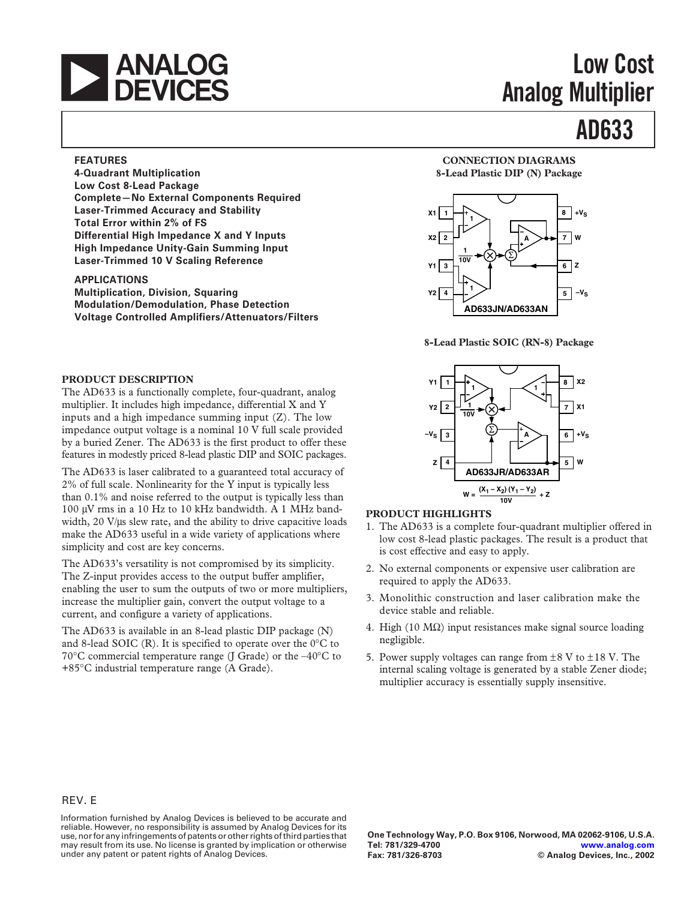# ANALOG DEVICES

# Low Cost Analog Multiplier

# AD633

## FEATURES

**4-Quadrant Multiplication**
**Low Cost 8-Lead Package**
**Complete—No External Components Required**
**Laser-Trimmed Accuracy and Stability**
**Total Error within 2% of FS**
**Differential High Impedance X and Y Inputs**
**High Impedance Unity-Gain Summing Input**
**Laser-Trimmed 10 V Scaling Reference**

## APPLICATIONS

**Multiplication, Division, Squaring**
**Modulation/Demodulation, Phase Detection**
**Voltage Controlled Amplifiers/Attenuators/Filters**

## CONNECTION DIAGRAMS

**8-Lead Plastic DIP (N) Package**

AD633JN/AD633AN — Pins: 1 X1, 2 X2, 3 Y1, 4 Y2, 5 $-V_S$, 6 Z, 7 W, 8 $+V_S$

**8-Lead Plastic SOIC (RN-8) Package**

AD633JR/AD633AR — Pins: 1 Y1, 2 Y2, 3 $-V_S$, 4 Z, 5 W, 6 $+V_S$, 7 X1, 8 X2

$$W = \frac{(X_1 - X_2)(Y_1 - Y_2)}{10V} + Z$$

## PRODUCT DESCRIPTION

The AD633 is a functionally complete, four-quadrant, analog multiplier. It includes high impedance, differential X and Y inputs and a high impedance summing input (Z). The low impedance output voltage is a nominal 10 V full scale provided by a buried Zener. The AD633 is the first product to offer these features in modestly priced 8-lead plastic DIP and SOIC packages.

The AD633 is laser calibrated to a guaranteed total accuracy of 2% of full scale. Nonlinearity for the Y input is typically less than 0.1% and noise referred to the output is typically less than 100 μV rms in a 10 Hz to 10 kHz bandwidth. A 1 MHz bandwidth, 20 V/μs slew rate, and the ability to drive capacitive loads make the AD633 useful in a wide variety of applications where simplicity and cost are key concerns.

The AD633's versatility is not compromised by its simplicity. The Z-input provides access to the output buffer amplifier, enabling the user to sum the outputs of two or more multipliers, increase the multiplier gain, convert the output voltage to a current, and configure a variety of applications.

The AD633 is available in an 8-lead plastic DIP package (N) and 8-lead SOIC (R). It is specified to operate over the 0°C to 70°C commercial temperature range (J Grade) or the –40°C to +85°C industrial temperature range (A Grade).

## PRODUCT HIGHLIGHTS

1. The AD633 is a complete four-quadrant multiplier offered in low cost 8-lead plastic packages. The result is a product that is cost effective and easy to apply.
2. No external components or expensive user calibration are required to apply the AD633.
3. Monolithic construction and laser calibration make the device stable and reliable.
4. High (10 MΩ) input resistances make signal source loading negligible.
5. Power supply voltages can range from ±8 V to ±18 V. The internal scaling voltage is generated by a stable Zener diode; multiplier accuracy is essentially supply insensitive.

REV. E

Information furnished by Analog Devices is believed to be accurate and reliable. However, no responsibility is assumed by Analog Devices for its use, nor for any infringements of patents or other rights of third parties that may result from its use. No license is granted by implication or otherwise under any patent or patent rights of Analog Devices.

One Technology Way, P.O. Box 9106, Norwood, MA 02062-9106, U.S.A.
Tel: 781/329-4700 www.analog.com
Fax: 781/326-8703 © Analog Devices, Inc., 2002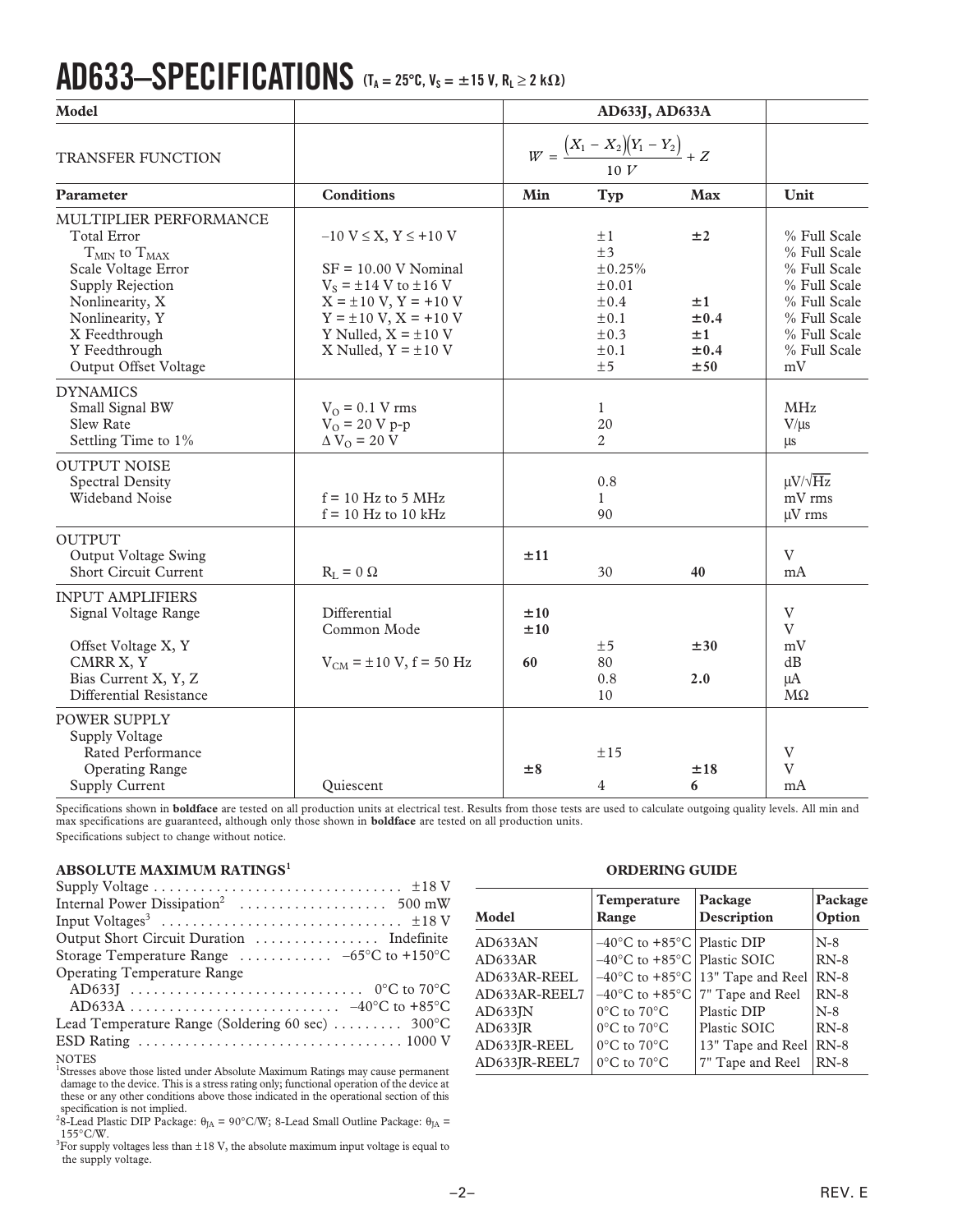# AD633–SPECIFICATIONS ($T_A$ = 25°C, $V_S$ = ±15 V, $R_L$ ≥ 2 kΩ)

| Model | | AD633J, AD633A | | | |
|---|---|---|---|---|---|
| TRANSFER FUNCTION | | $W = \frac{(X_1 - X_2)(Y_1 - Y_2)}{10\ V} + Z$ | | | |
| **Parameter** | **Conditions** | **Min** | **Typ** | **Max** | **Unit** |
| MULTIPLIER PERFORMANCE | | | | | |
| Total Error | –10 V ≤ X, Y ≤ +10 V | | ±1 | **±2** | % Full Scale |
| $T_{MIN}$ to $T_{MAX}$ | | | ±3 | | % Full Scale |
| Scale Voltage Error | SF = 10.00 V Nominal | | ±0.25% | | % Full Scale |
| Supply Rejection | $V_S$ = ±14 V to ±16 V | | ±0.01 | | % Full Scale |
| Nonlinearity, X | X = ±10 V, Y = +10 V | | ±0.4 | **±1** | % Full Scale |
| Nonlinearity, Y | Y = ±10 V, X = +10 V | | ±0.1 | **±0.4** | % Full Scale |
| X Feedthrough | Y Nulled, X = ±10 V | | ±0.3 | **±1** | % Full Scale |
| Y Feedthrough | X Nulled, Y = ±10 V | | ±0.1 | **±0.4** | % Full Scale |
| Output Offset Voltage | | | ±5 | **±50** | mV |
| DYNAMICS | | | | | |
| Small Signal BW | $V_O$ = 0.1 V rms | | 1 | | MHz |
| Slew Rate | $V_O$ = 20 V p-p | | 20 | | V/µs |
| Settling Time to 1% | Δ $V_O$ = 20 V | | 2 | | µs |
| OUTPUT NOISE | | | | | |
| Spectral Density | | | 0.8 | | µV/√Hz |
| Wideband Noise | f = 10 Hz to 5 MHz | | 1 | | mV rms |
| | f = 10 Hz to 10 kHz | | 90 | | µV rms |
| OUTPUT | | | | | |
| Output Voltage Swing | | **±11** | | | V |
| Short Circuit Current | $R_L$ = 0 Ω | | 30 | **40** | mA |
| INPUT AMPLIFIERS | | | | | |
| Signal Voltage Range | Differential | **±10** | | | V |
| | Common Mode | **±10** | | | V |
| Offset Voltage X, Y | | | ±5 | **±30** | mV |
| CMRR X, Y | $V_{CM}$ = ±10 V, f = 50 Hz | **60** | 80 | | dB |
| Bias Current X, Y, Z | | | 0.8 | **2.0** | µA |
| Differential Resistance | | | 10 | | MΩ |
| POWER SUPPLY | | | | | |
| Supply Voltage | | | | | |
| Rated Performance | | | ±15 | | V |
| Operating Range | | **±8** | | **±18** | V |
| Supply Current | Quiescent | | 4 | **6** | mA |

Specifications shown in **boldface** are tested on all production units at electrical test. Results from those tests are used to calculate outgoing quality levels. All min and max specifications are guaranteed, although only those shown in **boldface** are tested on all production units.

Specifications subject to change without notice.

## ABSOLUTE MAXIMUM RATINGS[1]

Supply Voltage . . . . . . . . . . . . . . . . . . . . . . . . . . . . . . . ±18 V
Internal Power Dissipation[2] . . . . . . . . . . . . . . . . . . 500 mW
Input Voltages[3] . . . . . . . . . . . . . . . . . . . . . . . . . . . . . . ±18 V
Output Short Circuit Duration . . . . . . . . . . . . . . . . Indefinite
Storage Temperature Range . . . . . . . . . . . . –65°C to +150°C
Operating Temperature Range
  AD633J . . . . . . . . . . . . . . . . . . . . . . . . . . . . . 0°C to 70°C
  AD633A . . . . . . . . . . . . . . . . . . . . . . . . . . –40°C to +85°C
Lead Temperature Range (Soldering 60 sec) . . . . . . . . . 300°C
ESD Rating . . . . . . . . . . . . . . . . . . . . . . . . . . . . . . . . . 1000 V

NOTES

[1]Stresses above those listed under Absolute Maximum Ratings may cause permanent damage to the device. This is a stress rating only; functional operation of the device at these or any other conditions above those indicated in the operational section of this specification is not implied.

[2]8-Lead Plastic DIP Package: $\theta_{JA}$ = 90°C/W; 8-Lead Small Outline Package: $\theta_{JA}$ = 155°C/W.

[3]For supply voltages less than ±18 V, the absolute maximum input voltage is equal to the supply voltage.

## ORDERING GUIDE

| Model | Temperature Range | Package Description | Package Option |
|---|---|---|---|
| AD633AN | –40°C to +85°C | Plastic DIP | N-8 |
| AD633AR | –40°C to +85°C | Plastic SOIC | RN-8 |
| AD633AR-REEL | –40°C to +85°C | 13" Tape and Reel | RN-8 |
| AD633AR-REEL7 | –40°C to +85°C | 7" Tape and Reel | RN-8 |
| AD633JN | 0°C to 70°C | Plastic DIP | N-8 |
| AD633JR | 0°C to 70°C | Plastic SOIC | RN-8 |
| AD633JR-REEL | 0°C to 70°C | 13" Tape and Reel | RN-8 |
| AD633JR-REEL7 | 0°C to 70°C | 7" Tape and Reel | RN-8 |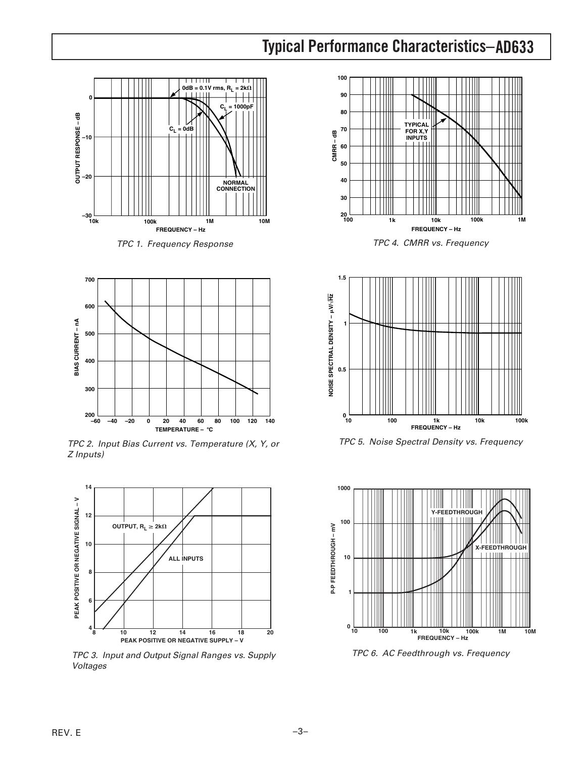# Typical Performance Characteristics–AD633

TPC 1. Frequency Response

TPC 2. Input Bias Current vs. Temperature (X, Y, or Z Inputs)

TPC 3. Input and Output Signal Ranges vs. Supply Voltages

TPC 4. CMRR vs. Frequency

TPC 5. Noise Spectral Density vs. Frequency

TPC 6. AC Feedthrough vs. Frequency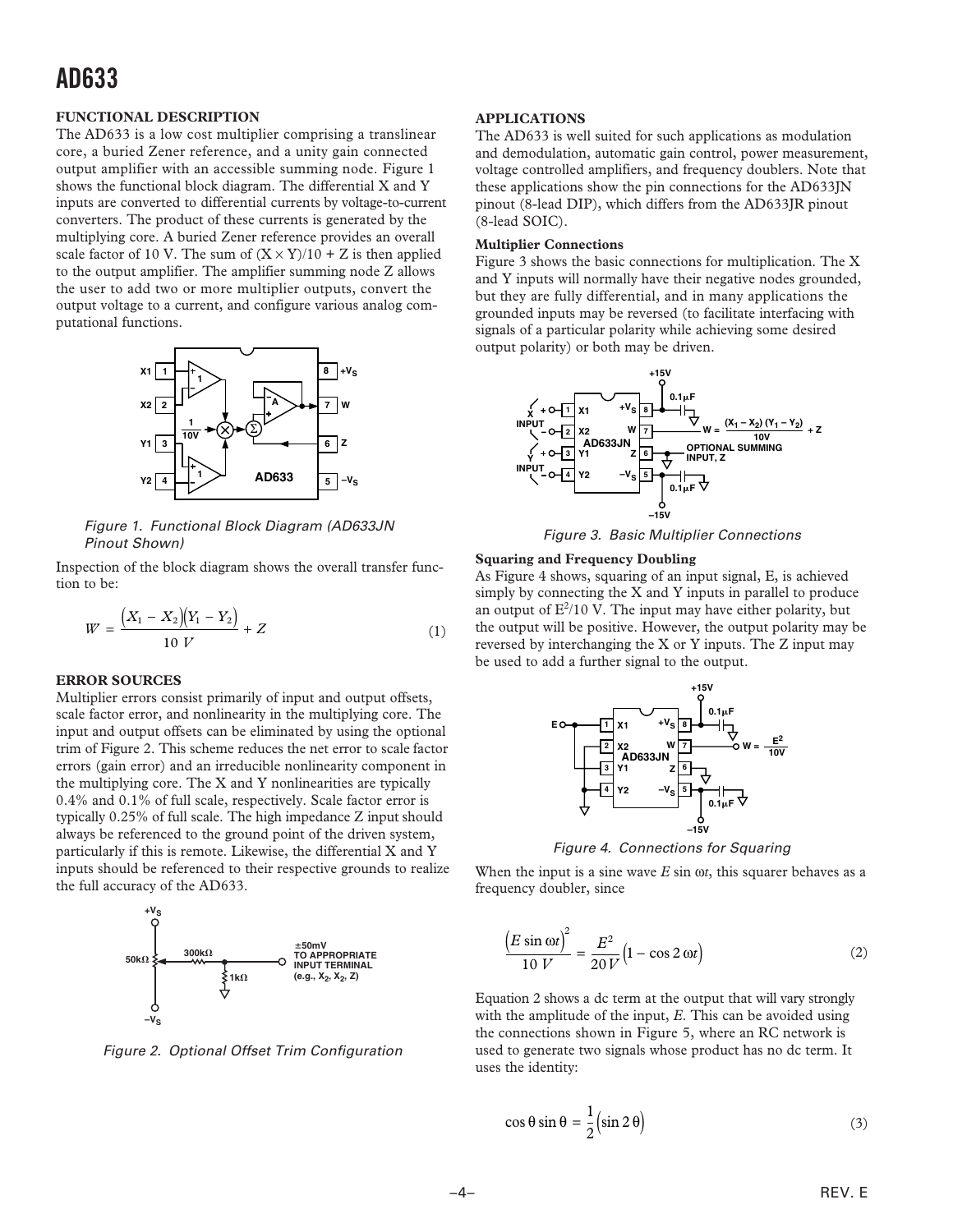## FUNCTIONAL DESCRIPTION

The AD633 is a low cost multiplier comprising a translinear core, a buried Zener reference, and a unity gain connected output amplifier with an accessible summing node. Figure 1 shows the functional block diagram. The differential X and Y inputs are converted to differential currents by voltage-to-current converters. The product of these currents is generated by the multiplying core. A buried Zener reference provides an overall scale factor of 10 V. The sum of $(X \times Y)/10 + Z$ is then applied to the output amplifier. The amplifier summing node Z allows the user to add two or more multiplier outputs, convert the output voltage to a current, and configure various analog computational functions.

*Figure 1. Functional Block Diagram (AD633JN Pinout Shown)*

Inspection of the block diagram shows the overall transfer function to be:

$$W = \frac{(X_1 - X_2)(Y_1 - Y_2)}{10\ V} + Z \tag{1}$$

## ERROR SOURCES

Multiplier errors consist primarily of input and output offsets, scale factor error, and nonlinearity in the multiplying core. The input and output offsets can be eliminated by using the optional trim of Figure 2. This scheme reduces the net error to scale factor errors (gain error) and an irreducible nonlinearity component in the multiplying core. The X and Y nonlinearities are typically 0.4% and 0.1% of full scale, respectively. Scale factor error is typically 0.25% of full scale. The high impedance Z input should always be referenced to the ground point of the driven system, particularly if this is remote. Likewise, the differential X and Y inputs should be referenced to their respective grounds to realize the full accuracy of the AD633.

*Figure 2. Optional Offset Trim Configuration*

## APPLICATIONS

The AD633 is well suited for such applications as modulation and demodulation, automatic gain control, power measurement, voltage controlled amplifiers, and frequency doublers. Note that these applications show the pin connections for the AD633JN pinout (8-lead DIP), which differs from the AD633JR pinout (8-lead SOIC).

### Multiplier Connections

Figure 3 shows the basic connections for multiplication. The X and Y inputs will normally have their negative nodes grounded, but they are fully differential, and in many applications the grounded inputs may be reversed (to facilitate interfacing with signals of a particular polarity while achieving some desired output polarity) or both may be driven.

*Figure 3. Basic Multiplier Connections*

### Squaring and Frequency Doubling

As Figure 4 shows, squaring of an input signal, E, is achieved simply by connecting the X and Y inputs in parallel to produce an output of $E^2/10$ V. The input may have either polarity, but the output will be positive. However, the output polarity may be reversed by interchanging the X or Y inputs. The Z input may be used to add a further signal to the output.

*Figure 4. Connections for Squaring*

When the input is a sine wave $E \sin \omega t$, this squarer behaves as a frequency doubler, since

$$\frac{(E \sin \omega t)^2}{10\ V} = \frac{E^2}{20\ V}(1 - \cos 2\omega t) \tag{2}$$

Equation 2 shows a dc term at the output that will vary strongly with the amplitude of the input, $E$. This can be avoided using the connections shown in Figure 5, where an RC network is used to generate two signals whose product has no dc term. It uses the identity:

$$\cos\theta \sin\theta = \frac{1}{2}(\sin 2\theta) \tag{3}$$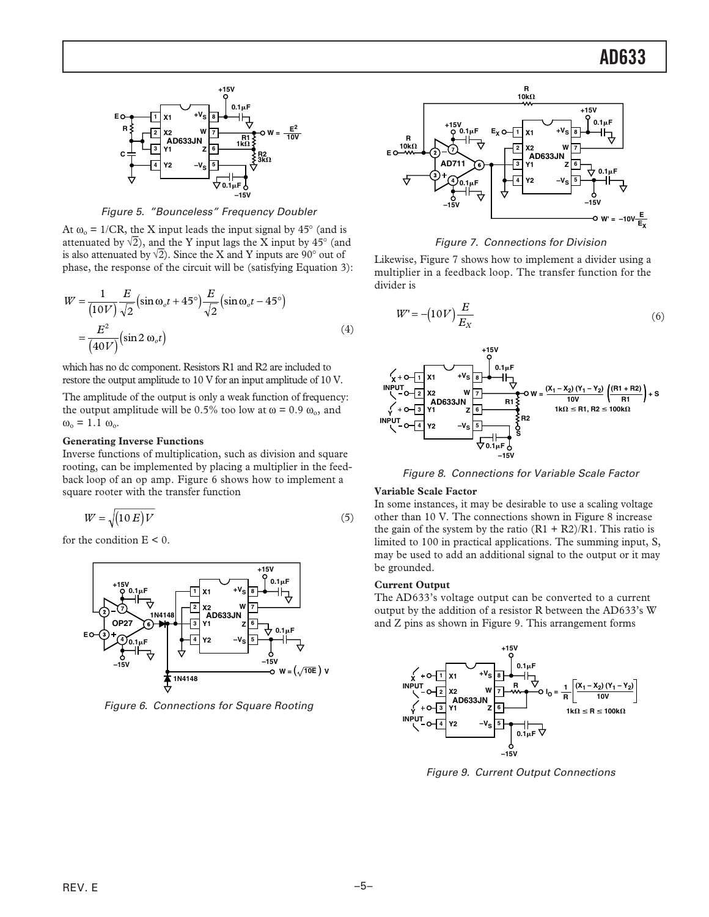Figure 5. "Bounceless" Frequency Doubler

At $\omega_o = 1/CR$, the X input leads the input signal by 45° (and is attenuated by $\sqrt{2}$), and the Y input lags the X input by 45° (and is also attenuated by $\sqrt{2}$). Since the X and Y inputs are 90° out of phase, the response of the circuit will be (satisfying Equation 3):

$$W = \frac{1}{(10V)} \frac{E}{\sqrt{2}} \left(\sin \omega_o t + 45°\right) \frac{E}{\sqrt{2}} \left(\sin \omega_o t - 45°\right)$$
$$= \frac{E^2}{(40V)} \left(\sin 2\, \omega_o t\right) \tag{4}$$

which has no dc component. Resistors R1 and R2 are included to restore the output amplitude to 10 V for an input amplitude of 10 V.

The amplitude of the output is only a weak function of frequency: the output amplitude will be 0.5% too low at $\omega = 0.9\ \omega_o$, and $\omega_o = 1.1\ \omega_o$.

**Generating Inverse Functions**

Inverse functions of multiplication, such as division and square rooting, can be implemented by placing a multiplier in the feedback loop of an op amp. Figure 6 shows how to implement a square rooter with the transfer function

$$W = \sqrt{(10\,E)\,V} \tag{5}$$

for the condition $E < 0$.

Figure 6. Connections for Square Rooting

Figure 7. Connections for Division

Likewise, Figure 7 shows how to implement a divider using a multiplier in a feedback loop. The transfer function for the divider is

$$W' = -(10V)\frac{E}{E_X} \tag{6}$$

Figure 8. Connections for Variable Scale Factor

**Variable Scale Factor**

In some instances, it may be desirable to use a scaling voltage other than 10 V. The connections shown in Figure 8 increase the gain of the system by the ratio $(R1 + R2)/R1$. This ratio is limited to 100 in practical applications. The summing input, S, may be used to add an additional signal to the output or it may be grounded.

**Current Output**

The AD633's voltage output can be converted to a current output by the addition of a resistor R between the AD633's W and Z pins as shown in Figure 9. This arrangement forms

Figure 9. Current Output Connections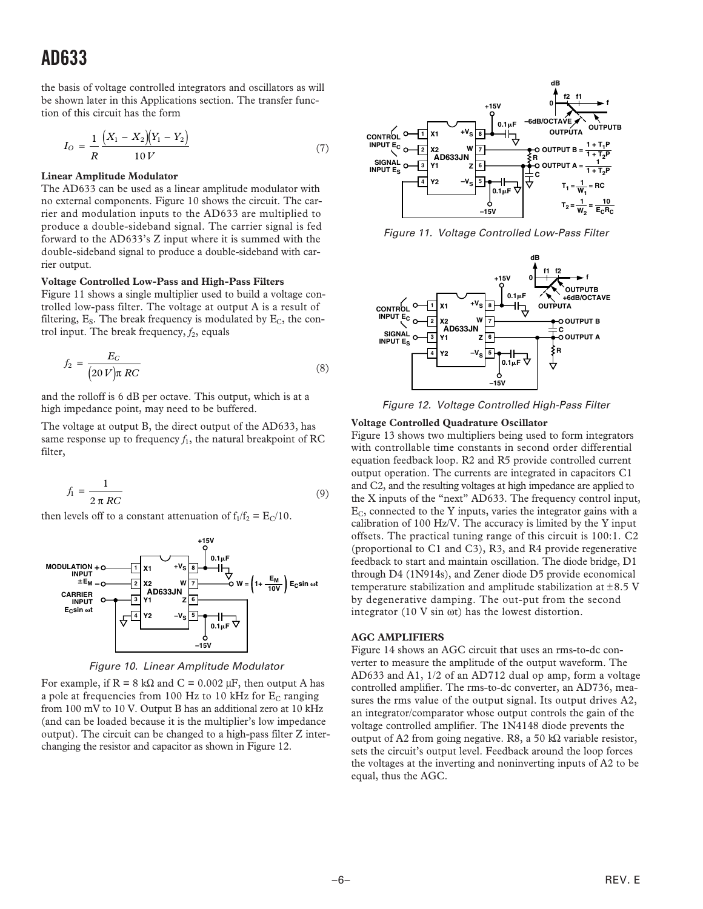the basis of voltage controlled integrators and oscillators as will be shown later in this Applications section. The transfer function of this circuit has the form

$$I_O = \frac{1}{R}\frac{(X_1 - X_2)(Y_1 - Y_2)}{10\,V} \tag{7}$$

**Linear Amplitude Modulator**

The AD633 can be used as a linear amplitude modulator with no external components. Figure 10 shows the circuit. The carrier and modulation inputs to the AD633 are multiplied to produce a double-sideband signal. The carrier signal is fed forward to the AD633's Z input where it is summed with the double-sideband signal to produce a double-sideband with carrier output.

**Voltage Controlled Low-Pass and High-Pass Filters**

Figure 11 shows a single multiplier used to build a voltage controlled low-pass filter. The voltage at output A is a result of filtering, $E_S$. The break frequency is modulated by $E_C$, the control input. The break frequency, $f_2$, equals

$$f_2 = \frac{E_C}{(20\,V)\pi\,RC} \tag{8}$$

and the rolloff is 6 dB per octave. This output, which is at a high impedance point, may need to be buffered.

The voltage at output B, the direct output of the AD633, has same response up to frequency $f_1$, the natural breakpoint of RC filter,

$$f_1 = \frac{1}{2\,\pi\,RC} \tag{9}$$

then levels off to a constant attenuation of $f_1/f_2 = E_C/10$.

Figure 10. Linear Amplitude Modulator

For example, if R = 8 kΩ and C = 0.002 µF, then output A has a pole at frequencies from 100 Hz to 10 kHz for $E_C$ ranging from 100 mV to 10 V. Output B has an additional zero at 10 kHz (and can be loaded because it is the multiplier's low impedance output). The circuit can be changed to a high-pass filter Z interchanging the resistor and capacitor as shown in Figure 12.

Figure 11. Voltage Controlled Low-Pass Filter

Figure 12. Voltage Controlled High-Pass Filter

**Voltage Controlled Quadrature Oscillator**

Figure 13 shows two multipliers being used to form integrators with controllable time constants in second order differential equation feedback loop. R2 and R5 provide controlled current output operation. The currents are integrated in capacitors C1 and C2, and the resulting voltages at high impedance are applied to the X inputs of the "next" AD633. The frequency control input, $E_C$, connected to the Y inputs, varies the integrator gains with a calibration of 100 Hz/V. The accuracy is limited by the Y input offsets. The practical tuning range of this circuit is 100:1. C2 (proportional to C1 and C3), R3, and R4 provide regenerative feedback to start and maintain oscillation. The diode bridge, D1 through D4 (1N914s), and Zener diode D5 provide economical temperature stabilization and amplitude stabilization at ±8.5 V by degenerative damping. The out-put from the second integrator (10 V sin ωt) has the lowest distortion.

## AGC AMPLIFIERS

Figure 14 shows an AGC circuit that uses an rms-to-dc converter to measure the amplitude of the output waveform. The AD633 and A1, 1/2 of an AD712 dual op amp, form a voltage controlled amplifier. The rms-to-dc converter, an AD736, measures the rms value of the output signal. Its output drives A2, an integrator/comparator whose output controls the gain of the voltage controlled amplifier. The 1N4148 diode prevents the output of A2 from going negative. R8, a 50 kΩ variable resistor, sets the circuit's output level. Feedback around the loop forces the voltages at the inverting and noninverting inputs of A2 to be equal, thus the AGC.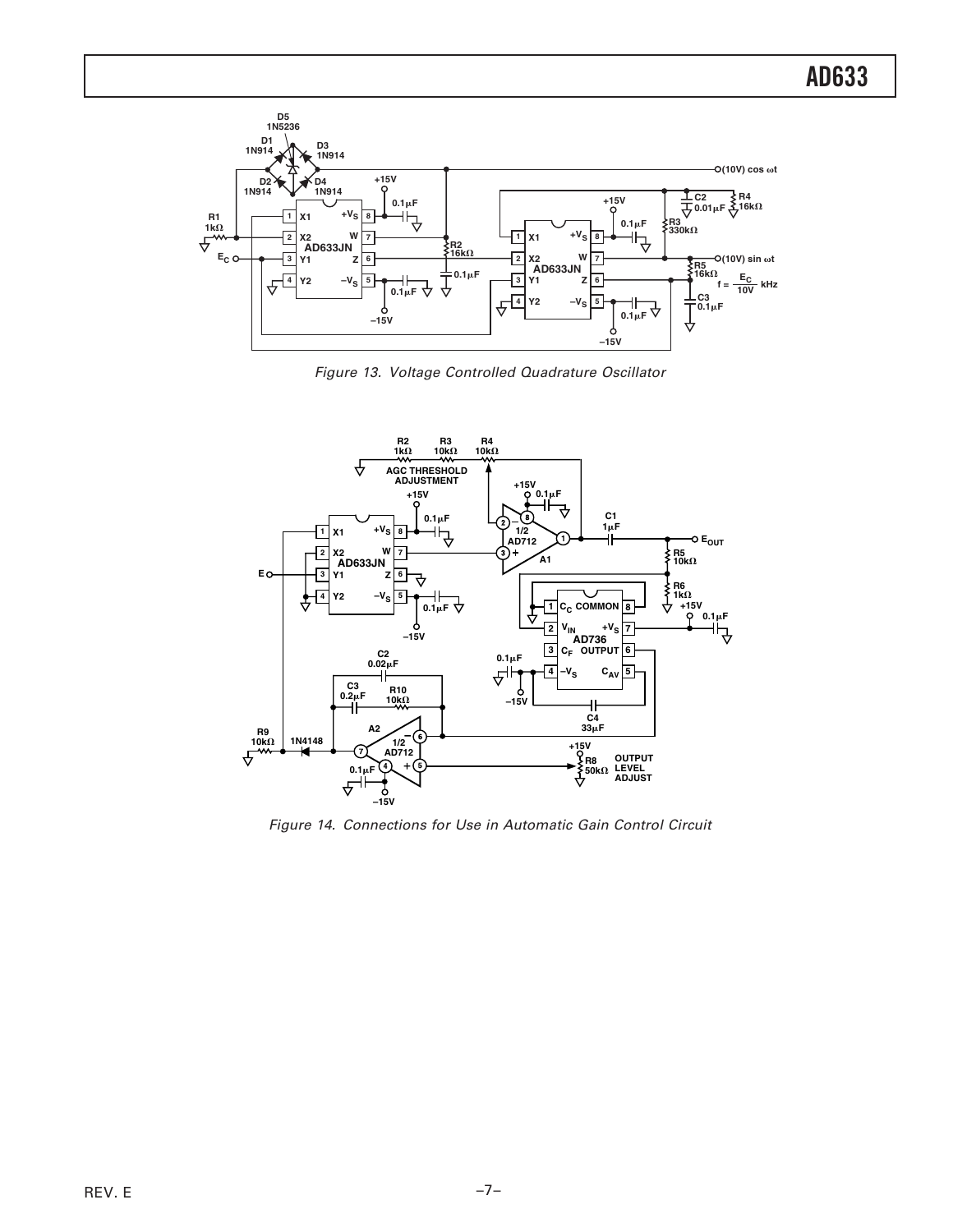Figure 13. Voltage Controlled Quadrature Oscillator

Figure 14. Connections for Use in Automatic Gain Control Circuit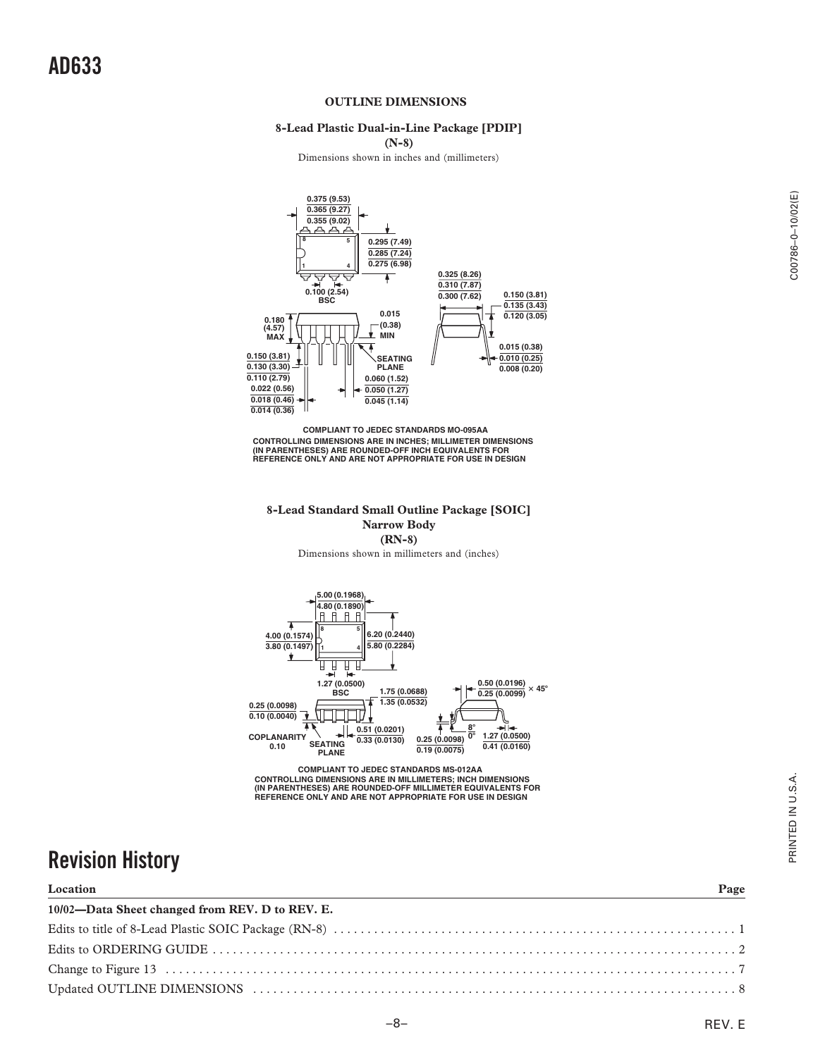## OUTLINE DIMENSIONS

### 8-Lead Plastic Dual-in-Line Package [PDIP] (N-8)

Dimensions shown in inches and (millimeters)

0.375 (9.53)
0.365 (9.27)
0.355 (9.02)

8 5
1 4

0.295 (7.49)
0.285 (7.24)
0.275 (6.98)

0.100 (2.54)
BSC

0.325 (8.26)
0.310 (7.87)
0.300 (7.62)

0.150 (3.81)
0.135 (3.43)
0.120 (3.05)

0.180
(4.57)
MAX

0.015
(0.38)
MIN

0.150 (3.81)
0.130 (3.30)
0.110 (2.79)

SEATING
PLANE

0.015 (0.38)
0.010 (0.25)
0.008 (0.20)

0.060 (1.52)
0.050 (1.27)
0.045 (1.14)

0.022 (0.56)
0.018 (0.46)
0.014 (0.36)

COMPLIANT TO JEDEC STANDARDS MO-095AA
CONTROLLING DIMENSIONS ARE IN INCHES; MILLIMETER DIMENSIONS (IN PARENTHESES) ARE ROUNDED-OFF INCH EQUIVALENTS FOR REFERENCE ONLY AND ARE NOT APPROPRIATE FOR USE IN DESIGN

### 8-Lead Standard Small Outline Package [SOIC] Narrow Body (RN-8)

Dimensions shown in millimeters and (inches)

5.00 (0.1968)
4.80 (0.1890)

8 5
1 4

4.00 (0.1574)
3.80 (0.1497)

6.20 (0.2440)
5.80 (0.2284)

1.27 (0.0500)
BSC

1.75 (0.0688)
1.35 (0.0532)

0.50 (0.0196)
0.25 (0.0099)
× 45°

0.25 (0.0098)
0.10 (0.0040)

0.51 (0.0201)
0.33 (0.0130)

8°
0°

COPLANARITY
0.10

SEATING
PLANE

0.25 (0.0098)
0.19 (0.0075)

1.27 (0.0500)
0.41 (0.0160)

COMPLIANT TO JEDEC STANDARDS MS-012AA
CONTROLLING DIMENSIONS ARE IN MILLIMETERS; INCH DIMENSIONS (IN PARENTHESES) ARE ROUNDED-OFF MILLIMETER EQUIVALENTS FOR REFERENCE ONLY AND ARE NOT APPROPRIATE FOR USE IN DESIGN

# Revision History

| Location | Page |
|---|---|
| **10/02—Data Sheet changed from REV. D to REV. E.** | |
| Edits to title of 8-Lead Plastic SOIC Package (RN-8) | 1 |
| Edits to ORDERING GUIDE | 2 |
| Change to Figure 13 | 7 |
| Updated OUTLINE DIMENSIONS | 8 |

C00786–0–10/02(E)

PRINTED IN U.S.A.